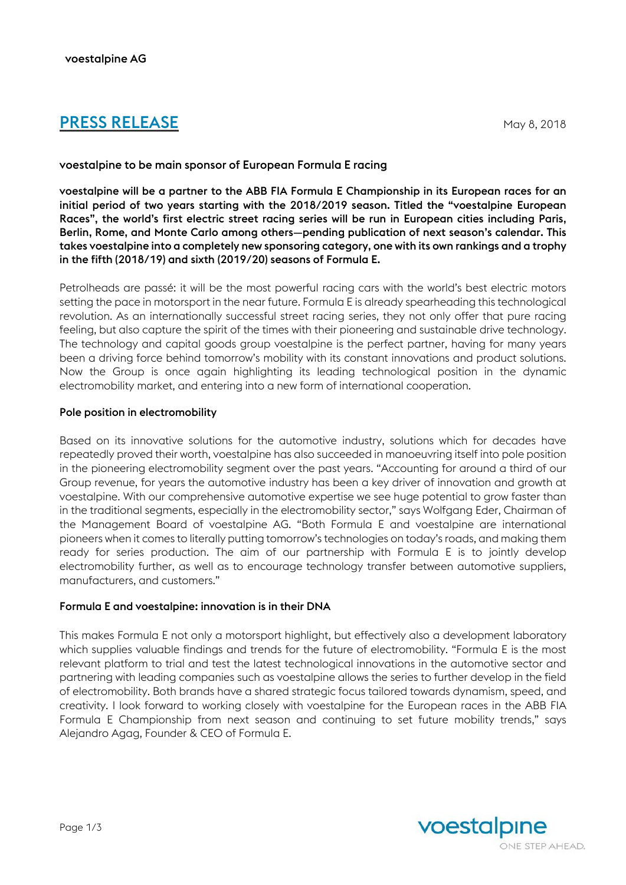voestalpine AG

# PRESS RELEASE

May 8, 2018

**voestalpine to be main sponsor of European Formula E racing**

**voestalpine will be a partner to the ABB FIA Formula E Championship in its European races for an initial period of two years starting with the 2018/2019 season. Titled the "voestalpine European Races", the world's first electric street racing series will be run in European cities including Paris, Berlin, Rome, and Monte Carlo among others—pending publication of next season's calendar. This takes voestalpine into a completely new sponsoring category, one with its own rankings and a trophy in the fifth (2018/19) and sixth (2019/20) seasons of Formula E.**

Petrolheads are passé: it will be the most powerful racing cars with the world's best electric motors setting the pace in motorsport in the near future. Formula E is already spearheading this technological revolution. As an internationally successful street racing series, they not only offer that pure racing feeling, but also capture the spirit of the times with their pioneering and sustainable drive technology. The technology and capital goods group voestalpine is the perfect partner, having for many years been a driving force behind tomorrow's mobility with its constant innovations and product solutions. Now the Group is once again highlighting its leading technological position in the dynamic electromobility market, and entering into a new form of international cooperation.

## Pole position in electromobility

Based on its innovative solutions for the automotive industry, solutions which for decades have repeatedly proved their worth, voestalpine has also succeeded in manoeuvring itself into pole position in the pioneering electromobility segment over the past years. "Accounting for around a third of our Group revenue, for years the automotive industry has been a key driver of innovation and growth at voestalpine. With our comprehensive automotive expertise we see huge potential to grow faster than in the traditional segments, especially in the electromobility sector," says Wolfgang Eder, Chairman of the Management Board of voestalpine AG. "Both Formula E and voestalpine are international pioneers when it comes to literally putting tomorrow's technologies on today's roads, and making them ready for series production. The aim of our partnership with Formula E is to jointly develop electromobility further, as well as to encourage technology transfer between automotive suppliers, manufacturers, and customers."

## Formula E and voestalpine: innovation is in their DNA

This makes Formula E not only a motorsport highlight, but effectively also a development laboratory which supplies valuable findings and trends for the future of electromobility. "Formula E is the most relevant platform to trial and test the latest technological innovations in the automotive sector and partnering with leading companies such as voestalpine allows the series to further develop in the field of electromobility. Both brands have a shared strategic focus tailored towards dynamism, speed, and creativity. I look forward to working closely with voestalpine for the European races in the ABB FIA Formula E Championship from next season and continuing to set future mobility trends," says Alejandro Agag, Founder & CEO of Formula E.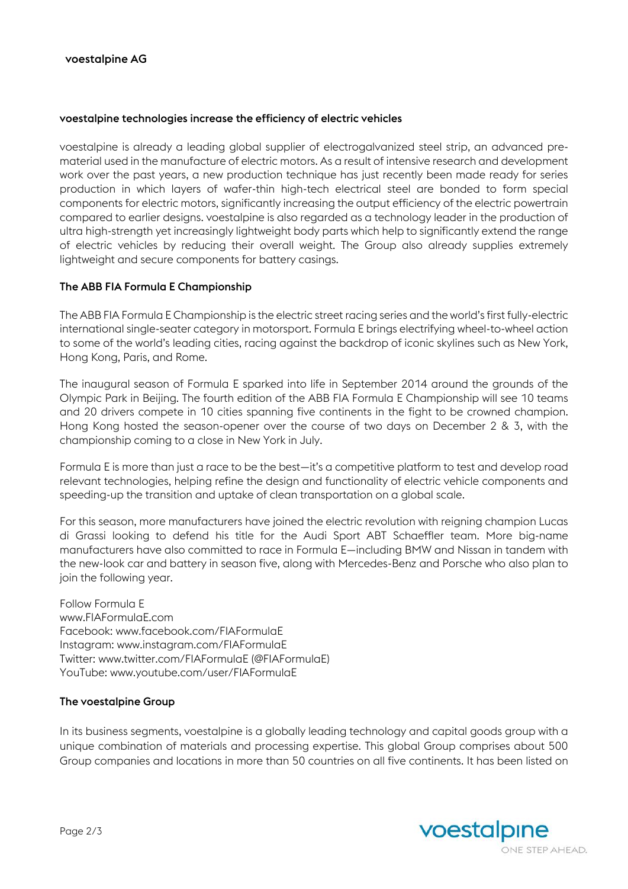**voestalpine technologies increase the efficiency of electric vehicles**

voestalpine is already a leading global supplier of electrogalvanized steel strip, an advanced pre-material used in the manufacture of electric motors. As a result of intensive research and development work over the past years, a new production technique has just recently been made ready for series production in which layers of wafer-thin high-tech electrical steel are bonded to form special components for electric motors, significantly increasing the output efficiency of the electric powertrain compared to earlier designs. voestalpine is also regarded as a technology leader in the production of ultra high-strength yet increasingly lightweight body parts which help to significantly extend the range of electric vehicles by reducing their overall weight. The Group also already supplies extremely lightweight and secure components for battery casings.

**The ABB FIA Formula E Championship**

The ABB FIA Formula E Championship is the electric street racing series and the world's first fully-electric international single-seater category in motorsport. Formula E brings electrifying wheel-to-wheel action to some of the world's leading cities, racing against the backdrop of iconic skylines such as New York, Hong Kong, Paris, and Rome.

The inaugural season of Formula E sparked into life in September 2014 around the grounds of the Olympic Park in Beijing. The fourth edition of the ABB FIA Formula E Championship will see 10 teams and 20 drivers compete in 10 cities spanning five continents in the fight to be crowned champion. Hong Kong hosted the season-opener over the course of two days on December 2 & 3, with the championship coming to a close in New York in July.

Formula E is more than just a race to be the best—it's a competitive platform to test and develop road relevant technologies, helping refine the design and functionality of electric vehicle components and speeding-up the transition and uptake of clean transportation on a global scale.

For this season, more manufacturers have joined the electric revolution with reigning champion Lucas di Grassi looking to defend his title for the Audi Sport ABT Schaeffler team. More big-name manufacturers have also committed to race in Formula E—including BMW and Nissan in tandem with the new-look car and battery in season five, along with Mercedes-Benz and Porsche who also plan to join the following year.

Follow Formula E
www.FIAFormulaE.com
Facebook: www.facebook.com/FIAFormulaE
Instagram: www.instagram.com/FIAFormulaE
Twitter: www.twitter.com/FIAFormulaE (@FIAFormulaE)
YouTube: www.youtube.com/user/FIAFormulaE

**The voestalpine Group**

In its business segments, voestalpine is a globally leading technology and capital goods group with a unique combination of materials and processing expertise. This global Group comprises about 500 Group companies and locations in more than 50 countries on all five continents. It has been listed on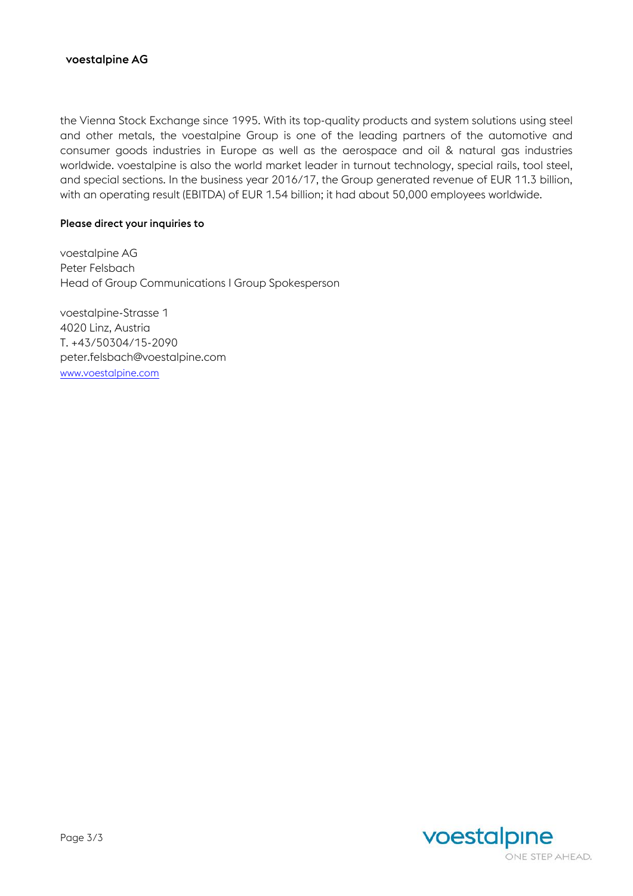the Vienna Stock Exchange since 1995. With its top-quality products and system solutions using steel and other metals, the voestalpine Group is one of the leading partners of the automotive and consumer goods industries in Europe as well as the aerospace and oil & natural gas industries worldwide. voestalpine is also the world market leader in turnout technology, special rails, tool steel, and special sections. In the business year 2016/17, the Group generated revenue of EUR 11.3 billion, with an operating result (EBITDA) of EUR 1.54 billion; it had about 50,000 employees worldwide.

**Please direct your inquiries to**

voestalpine AG
Peter Felsbach
Head of Group Communications I Group Spokesperson

voestalpine-Strasse 1
4020 Linz, Austria
T. +43/50304/15-2090
peter.felsbach@voestalpine.com
www.voestalpine.com